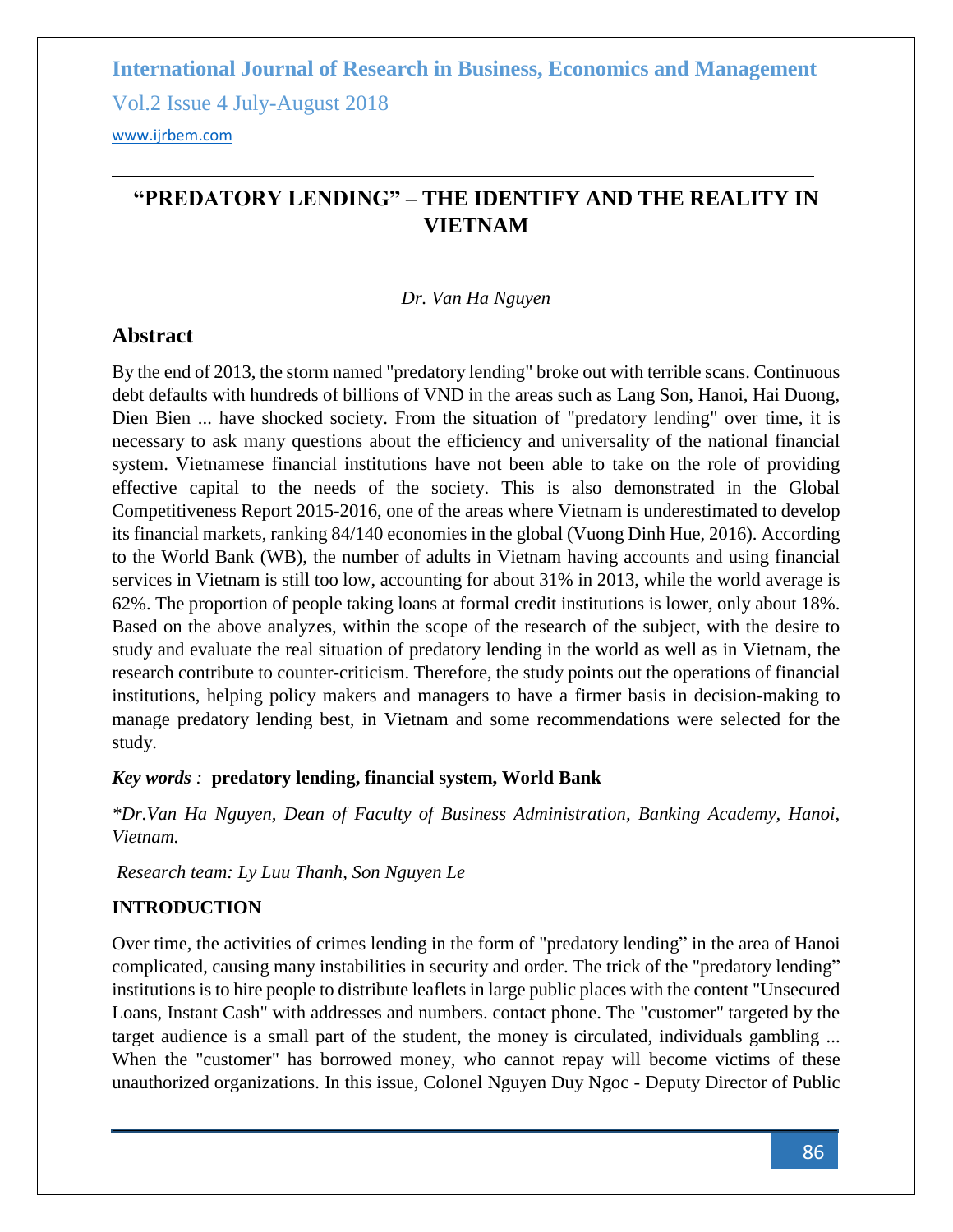# "PREDATORY LENDING" – THE IDENTIFY AND THE REALITY IN VIETNAM

*Dr. Van Ha Nguyen*

## Abstract

By the end of 2013, the storm named "predatory lending" broke out with terrible scans. Continuous debt defaults with hundreds of billions of VND in the areas such as Lang Son, Hanoi, Hai Duong, Dien Bien ... have shocked society. From the situation of "predatory lending" over time, it is necessary to ask many questions about the efficiency and universality of the national financial system. Vietnamese financial institutions have not been able to take on the role of providing effective capital to the needs of the society. This is also demonstrated in the Global Competitiveness Report 2015-2016, one of the areas where Vietnam is underestimated to develop its financial markets, ranking 84/140 economies in the global (Vuong Dinh Hue, 2016). According to the World Bank (WB), the number of adults in Vietnam having accounts and using financial services in Vietnam is still too low, accounting for about 31% in 2013, while the world average is 62%. The proportion of people taking loans at formal credit institutions is lower, only about 18%. Based on the above analyzes, within the scope of the research of the subject, with the desire to study and evaluate the real situation of predatory lending in the world as well as in Vietnam, the research contribute to counter-criticism. Therefore, the study points out the operations of financial institutions, helping policy makers and managers to have a firmer basis in decision-making to manage predatory lending best, in Vietnam and some recommendations were selected for the study.

***Key words :*** **predatory lending, financial system, World Bank**

*\*Dr.Van Ha Nguyen, Dean of Faculty of Business Administration, Banking Academy, Hanoi, Vietnam.*

*Research team: Ly Luu Thanh, Son Nguyen Le*

### INTRODUCTION

Over time, the activities of crimes lending in the form of "predatory lending" in the area of Hanoi complicated, causing many instabilities in security and order. The trick of the "predatory lending" institutions is to hire people to distribute leaflets in large public places with the content "Unsecured Loans, Instant Cash" with addresses and numbers. contact phone. The "customer" targeted by the target audience is a small part of the student, the money is circulated, individuals gambling ... When the "customer" has borrowed money, who cannot repay will become victims of these unauthorized organizations. In this issue, Colonel Nguyen Duy Ngoc - Deputy Director of Public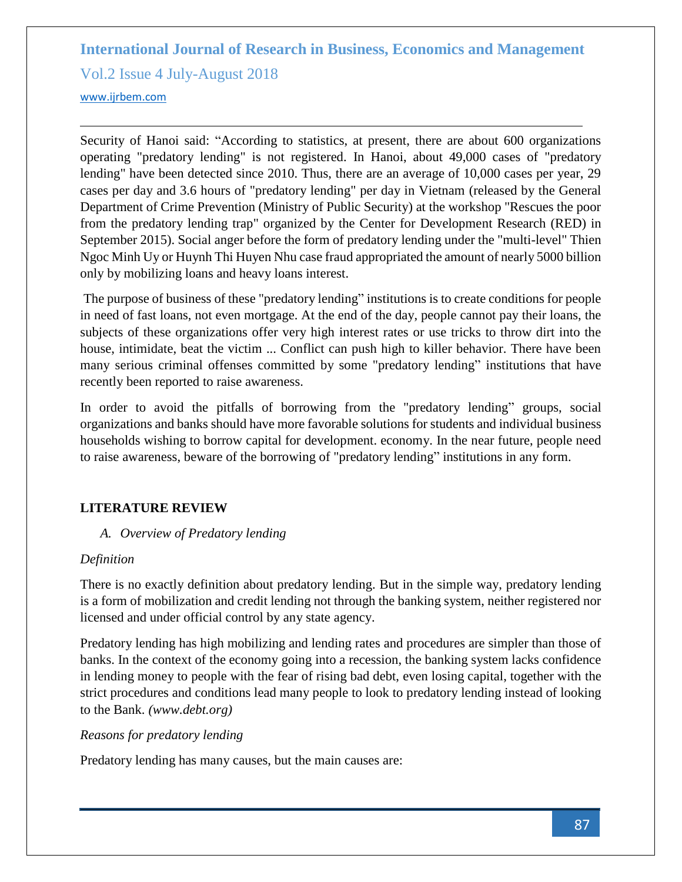Security of Hanoi said: “According to statistics, at present, there are about 600 organizations operating "predatory lending" is not registered. In Hanoi, about 49,000 cases of "predatory lending" have been detected since 2010. Thus, there are an average of 10,000 cases per year, 29 cases per day and 3.6 hours of "predatory lending" per day in Vietnam (released by the General Department of Crime Prevention (Ministry of Public Security) at the workshop "Rescues the poor from the predatory lending trap" organized by the Center for Development Research (RED) in September 2015). Social anger before the form of predatory lending under the "multi-level" Thien Ngoc Minh Uy or Huynh Thi Huyen Nhu case fraud appropriated the amount of nearly 5000 billion only by mobilizing loans and heavy loans interest.

The purpose of business of these "predatory lending” institutions is to create conditions for people in need of fast loans, not even mortgage. At the end of the day, people cannot pay their loans, the subjects of these organizations offer very high interest rates or use tricks to throw dirt into the house, intimidate, beat the victim ... Conflict can push high to killer behavior. There have been many serious criminal offenses committed by some "predatory lending” institutions that have recently been reported to raise awareness.

In order to avoid the pitfalls of borrowing from the "predatory lending” groups, social organizations and banks should have more favorable solutions for students and individual business households wishing to borrow capital for development. economy. In the near future, people need to raise awareness, beware of the borrowing of "predatory lending” institutions in any form.

## LITERATURE REVIEW

### *A. Overview of Predatory lending*

*Definition*

There is no exactly definition about predatory lending. But in the simple way, predatory lending is a form of mobilization and credit lending not through the banking system, neither registered nor licensed and under official control by any state agency.

Predatory lending has high mobilizing and lending rates and procedures are simpler than those of banks. In the context of the economy going into a recession, the banking system lacks confidence in lending money to people with the fear of rising bad debt, even losing capital, together with the strict procedures and conditions lead many people to look to predatory lending instead of looking to the Bank. *(www.debt.org)*

*Reasons for predatory lending*

Predatory lending has many causes, but the main causes are: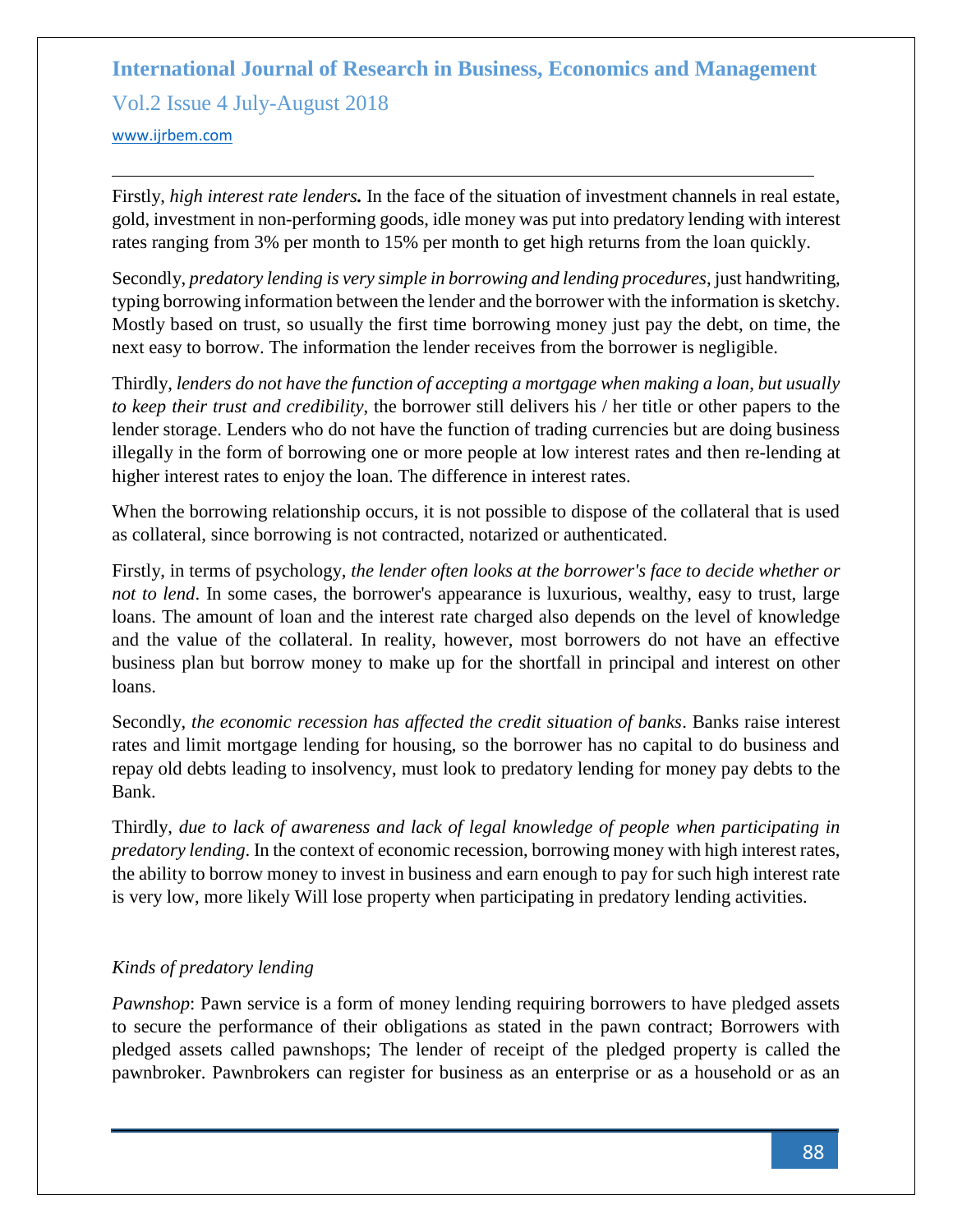Firstly, ***high interest rate lenders.*** In the face of the situation of investment channels in real estate, gold, investment in non-performing goods, idle money was put into predatory lending with interest rates ranging from 3% per month to 15% per month to get high returns from the loan quickly.

Secondly, *predatory lending is very simple in borrowing and lending procedures*, just handwriting, typing borrowing information between the lender and the borrower with the information is sketchy. Mostly based on trust, so usually the first time borrowing money just pay the debt, on time, the next easy to borrow. The information the lender receives from the borrower is negligible.

Thirdly, *lenders do not have the function of accepting a mortgage when making a loan, but usually to keep their trust and credibility*, the borrower still delivers his / her title or other papers to the lender storage. Lenders who do not have the function of trading currencies but are doing business illegally in the form of borrowing one or more people at low interest rates and then re-lending at higher interest rates to enjoy the loan. The difference in interest rates.

When the borrowing relationship occurs, it is not possible to dispose of the collateral that is used as collateral, since borrowing is not contracted, notarized or authenticated.

Firstly, in terms of psychology, *the lender often looks at the borrower's face to decide whether or not to lend*. In some cases, the borrower's appearance is luxurious, wealthy, easy to trust, large loans. The amount of loan and the interest rate charged also depends on the level of knowledge and the value of the collateral. In reality, however, most borrowers do not have an effective business plan but borrow money to make up for the shortfall in principal and interest on other loans.

Secondly, *the economic recession has affected the credit situation of banks*. Banks raise interest rates and limit mortgage lending for housing, so the borrower has no capital to do business and repay old debts leading to insolvency, must look to predatory lending for money pay debts to the Bank.

Thirdly, *due to lack of awareness and lack of legal knowledge of people when participating in predatory lending*. In the context of economic recession, borrowing money with high interest rates, the ability to borrow money to invest in business and earn enough to pay for such high interest rate is very low, more likely Will lose property when participating in predatory lending activities.

*Kinds of predatory lending*

*Pawnshop*: Pawn service is a form of money lending requiring borrowers to have pledged assets to secure the performance of their obligations as stated in the pawn contract; Borrowers with pledged assets called pawnshops; The lender of receipt of the pledged property is called the pawnbroker. Pawnbrokers can register for business as an enterprise or as a household or as an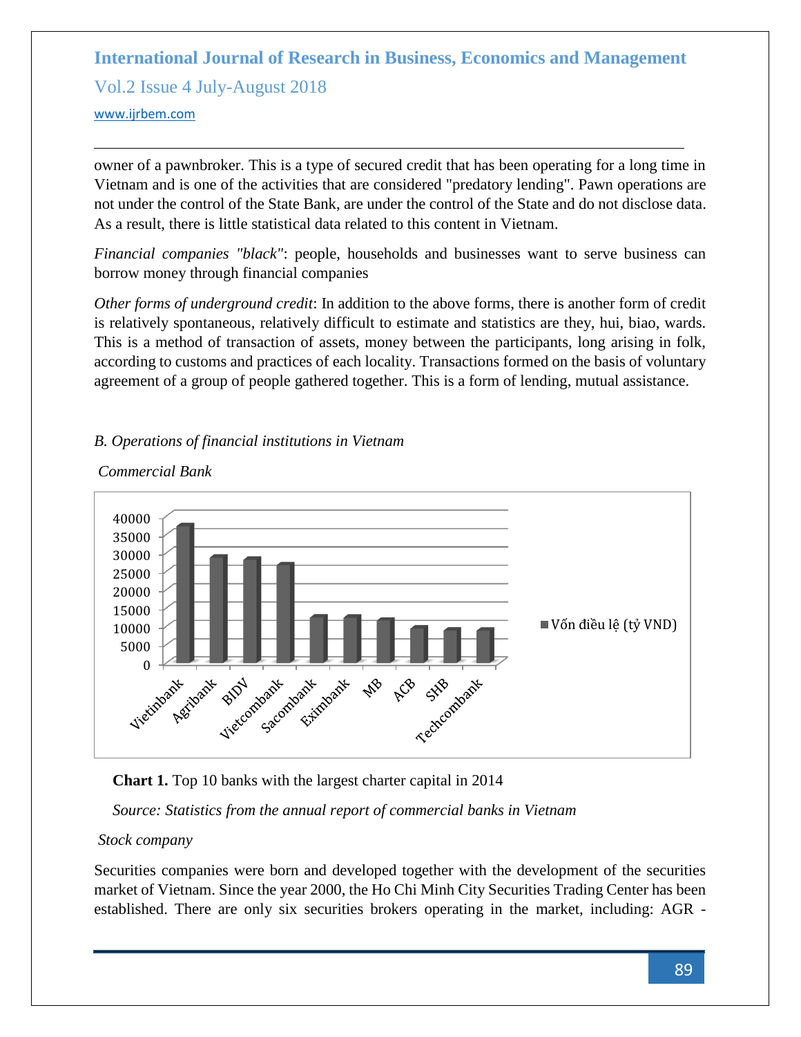owner of a pawnbroker. This is a type of secured credit that has been operating for a long time in Vietnam and is one of the activities that are considered "predatory lending". Pawn operations are not under the control of the State Bank, are under the control of the State and do not disclose data. As a result, there is little statistical data related to this content in Vietnam.

*Financial companies "black"*: people, households and businesses want to serve business can borrow money through financial companies

*Other forms of underground credit*: In addition to the above forms, there is another form of credit is relatively spontaneous, relatively difficult to estimate and statistics are they, hui, biao, wards. This is a method of transaction of assets, money between the participants, long arising in folk, according to customs and practices of each locality. Transactions formed on the basis of voluntary agreement of a group of people gathered together. This is a form of lending, mutual assistance.

*B. Operations of financial institutions in Vietnam*

*Commercial Bank*

**Chart 1.** Top 10 banks with the largest charter capital in 2014

*Source: Statistics from the annual report of commercial banks in Vietnam*

*Stock company*

Securities companies were born and developed together with the development of the securities market of Vietnam. Since the year 2000, the Ho Chi Minh City Securities Trading Center has been established. There are only six securities brokers operating in the market, including: AGR -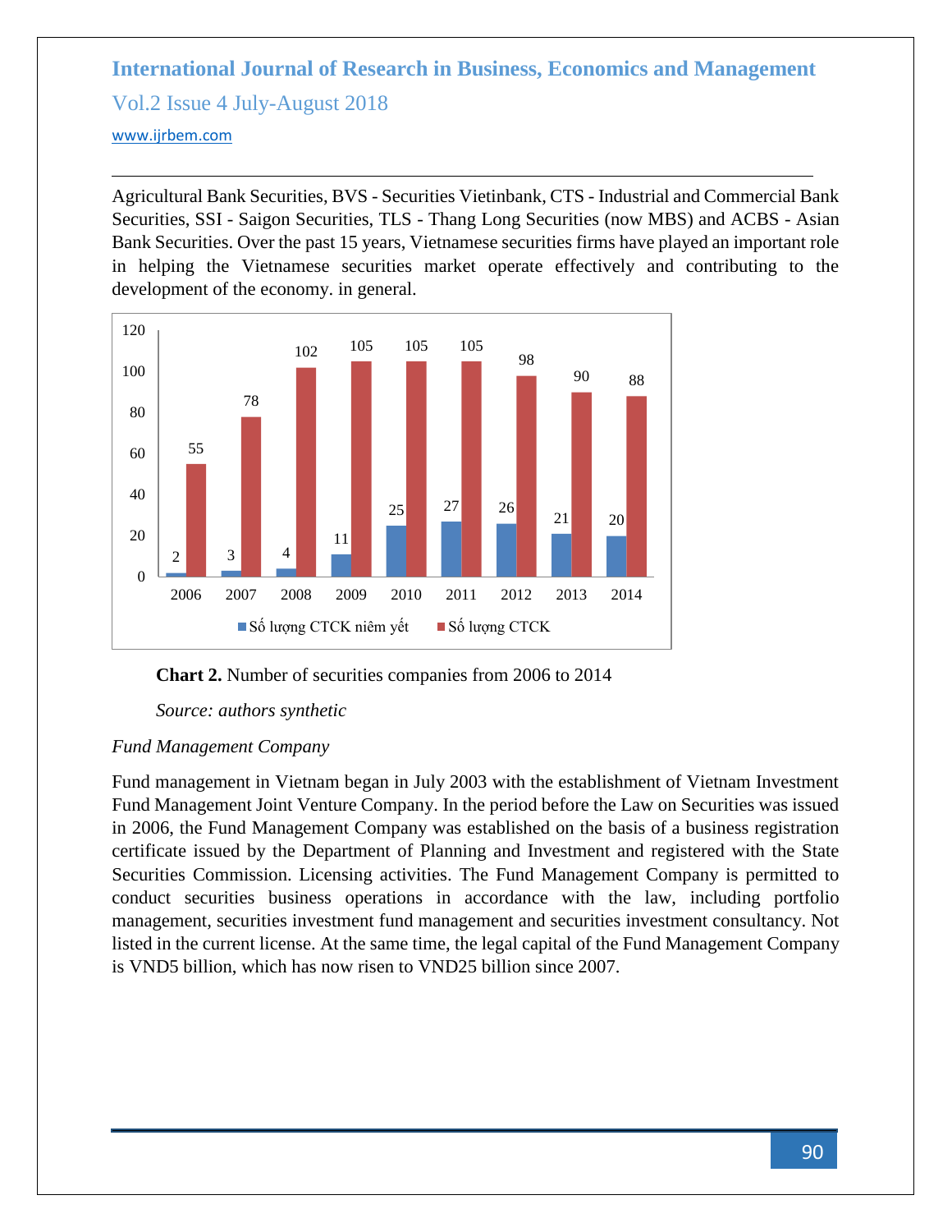Agricultural Bank Securities, BVS - Securities Vietinbank, CTS - Industrial and Commercial Bank Securities, SSI - Saigon Securities, TLS - Thang Long Securities (now MBS) and ACBS - Asian Bank Securities. Over the past 15 years, Vietnamese securities firms have played an important role in helping the Vietnamese securities market operate effectively and contributing to the development of the economy. in general.

| Year | Số lượng CTCK niêm yết | Số lượng CTCK |
|---|---|---|
| 2006 | 2 | 55 |
| 2007 | 3 | 78 |
| 2008 | 4 | 102 |
| 2009 | 11 | 105 |
| 2010 | 25 | 105 |
| 2011 | 27 | 105 |
| 2012 | 26 | 98 |
| 2013 | 21 | 90 |
| 2014 | 20 | 88 |

**Chart 2.** Number of securities companies from 2006 to 2014

*Source: authors synthetic*

*Fund Management Company*

Fund management in Vietnam began in July 2003 with the establishment of Vietnam Investment Fund Management Joint Venture Company. In the period before the Law on Securities was issued in 2006, the Fund Management Company was established on the basis of a business registration certificate issued by the Department of Planning and Investment and registered with the State Securities Commission. Licensing activities. The Fund Management Company is permitted to conduct securities business operations in accordance with the law, including portfolio management, securities investment fund management and securities investment consultancy. Not listed in the current license. At the same time, the legal capital of the Fund Management Company is VND5 billion, which has now risen to VND25 billion since 2007.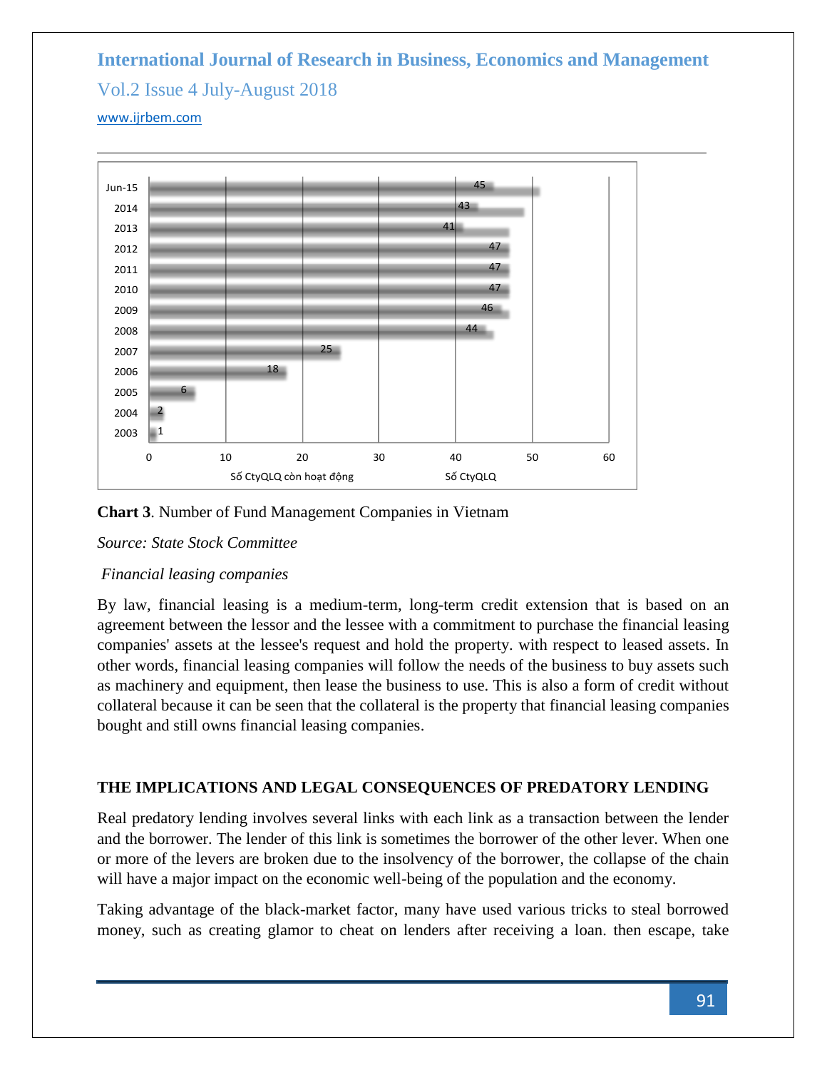| Year | Number |
|---|---|
| Jun-15 | 45 |
| 2014 | 43 |
| 2013 | 41 |
| 2012 | 47 |
| 2011 | 47 |
| 2010 | 47 |
| 2009 | 46 |
| 2008 | 44 |
| 2007 | 25 |
| 2006 | 18 |
| 2005 | 6 |
| 2004 | 2 |
| 2003 | 1 |

Số CtyQLQ còn hoạt động    Số CtyQLQ

**Chart 3**. Number of Fund Management Companies in Vietnam

*Source: State Stock Committee*

*Financial leasing companies*

By law, financial leasing is a medium-term, long-term credit extension that is based on an agreement between the lessor and the lessee with a commitment to purchase the financial leasing companies' assets at the lessee's request and hold the property. with respect to leased assets. In other words, financial leasing companies will follow the needs of the business to buy assets such as machinery and equipment, then lease the business to use. This is also a form of credit without collateral because it can be seen that the collateral is the property that financial leasing companies bought and still owns financial leasing companies.

## THE IMPLICATIONS AND LEGAL CONSEQUENCES OF PREDATORY LENDING

Real predatory lending involves several links with each link as a transaction between the lender and the borrower. The lender of this link is sometimes the borrower of the other lever. When one or more of the levers are broken due to the insolvency of the borrower, the collapse of the chain will have a major impact on the economic well-being of the population and the economy.

Taking advantage of the black-market factor, many have used various tricks to steal borrowed money, such as creating glamor to cheat on lenders after receiving a loan. then escape, take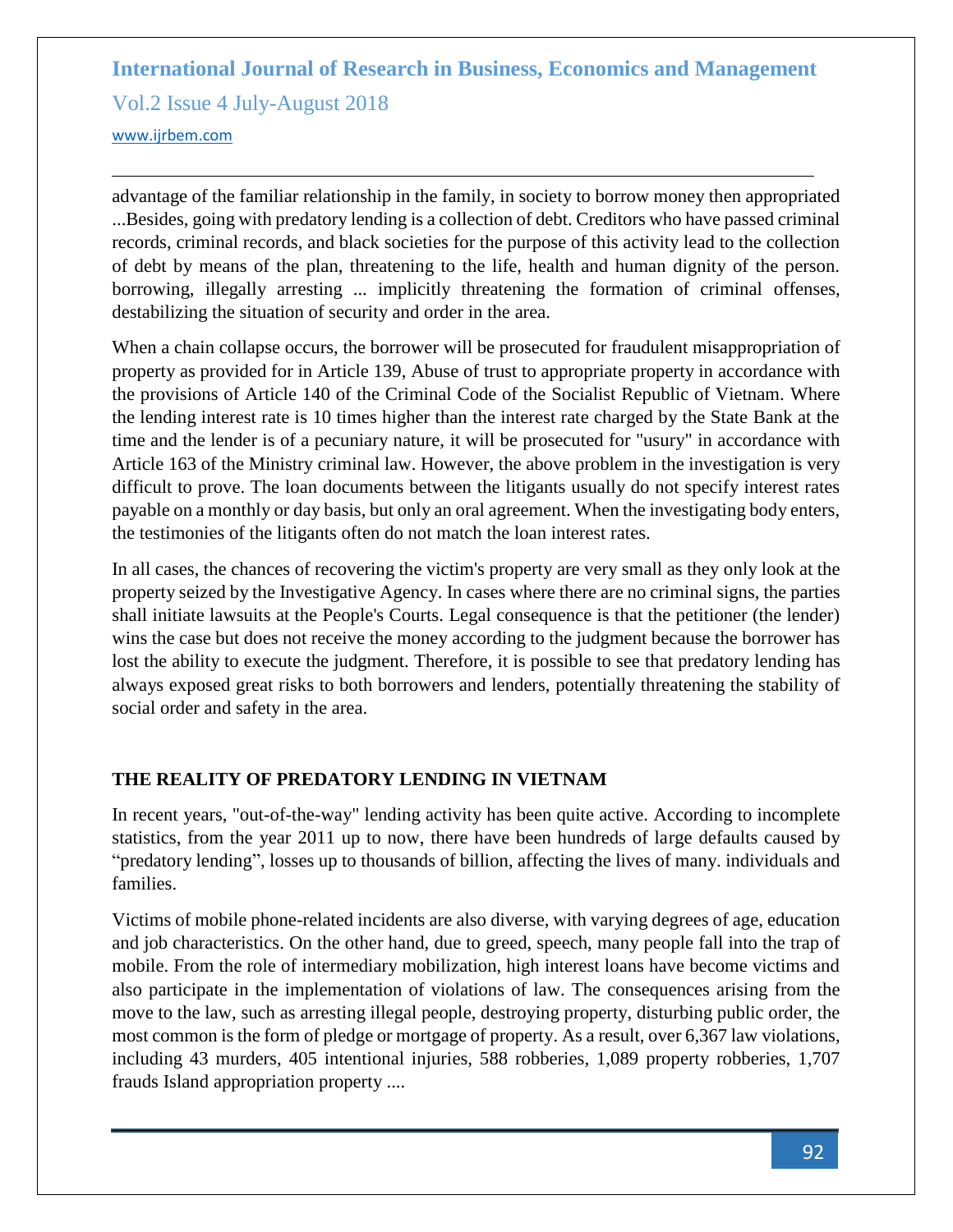advantage of the familiar relationship in the family, in society to borrow money then appropriated ...Besides, going with predatory lending is a collection of debt. Creditors who have passed criminal records, criminal records, and black societies for the purpose of this activity lead to the collection of debt by means of the plan, threatening to the life, health and human dignity of the person. borrowing, illegally arresting ... implicitly threatening the formation of criminal offenses, destabilizing the situation of security and order in the area.

When a chain collapse occurs, the borrower will be prosecuted for fraudulent misappropriation of property as provided for in Article 139, Abuse of trust to appropriate property in accordance with the provisions of Article 140 of the Criminal Code of the Socialist Republic of Vietnam. Where the lending interest rate is 10 times higher than the interest rate charged by the State Bank at the time and the lender is of a pecuniary nature, it will be prosecuted for "usury" in accordance with Article 163 of the Ministry criminal law. However, the above problem in the investigation is very difficult to prove. The loan documents between the litigants usually do not specify interest rates payable on a monthly or day basis, but only an oral agreement. When the investigating body enters, the testimonies of the litigants often do not match the loan interest rates.

In all cases, the chances of recovering the victim's property are very small as they only look at the property seized by the Investigative Agency. In cases where there are no criminal signs, the parties shall initiate lawsuits at the People's Courts. Legal consequence is that the petitioner (the lender) wins the case but does not receive the money according to the judgment because the borrower has lost the ability to execute the judgment. Therefore, it is possible to see that predatory lending has always exposed great risks to both borrowers and lenders, potentially threatening the stability of social order and safety in the area.

## THE REALITY OF PREDATORY LENDING IN VIETNAM

In recent years, "out-of-the-way" lending activity has been quite active. According to incomplete statistics, from the year 2011 up to now, there have been hundreds of large defaults caused by "predatory lending", losses up to thousands of billion, affecting the lives of many. individuals and families.

Victims of mobile phone-related incidents are also diverse, with varying degrees of age, education and job characteristics. On the other hand, due to greed, speech, many people fall into the trap of mobile. From the role of intermediary mobilization, high interest loans have become victims and also participate in the implementation of violations of law. The consequences arising from the move to the law, such as arresting illegal people, destroying property, disturbing public order, the most common is the form of pledge or mortgage of property. As a result, over 6,367 law violations, including 43 murders, 405 intentional injuries, 588 robberies, 1,089 property robberies, 1,707 frauds Island appropriation property ....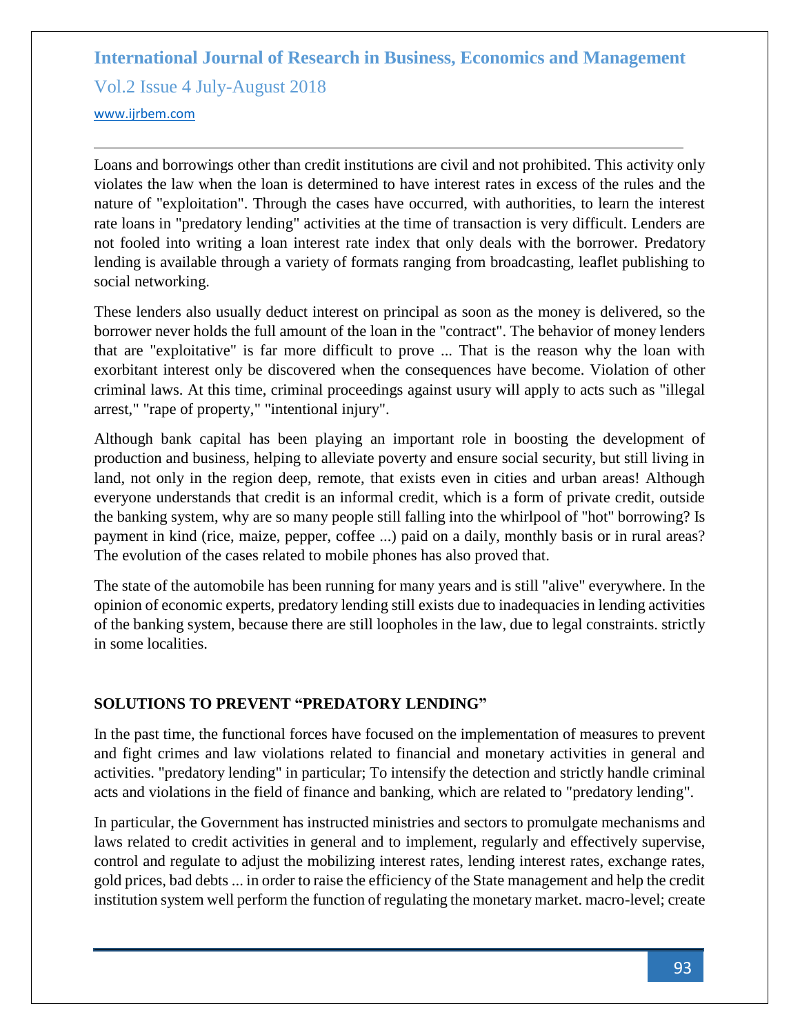Loans and borrowings other than credit institutions are civil and not prohibited. This activity only violates the law when the loan is determined to have interest rates in excess of the rules and the nature of "exploitation". Through the cases have occurred, with authorities, to learn the interest rate loans in "predatory lending" activities at the time of transaction is very difficult. Lenders are not fooled into writing a loan interest rate index that only deals with the borrower. Predatory lending is available through a variety of formats ranging from broadcasting, leaflet publishing to social networking.

These lenders also usually deduct interest on principal as soon as the money is delivered, so the borrower never holds the full amount of the loan in the "contract". The behavior of money lenders that are "exploitative" is far more difficult to prove ... That is the reason why the loan with exorbitant interest only be discovered when the consequences have become. Violation of other criminal laws. At this time, criminal proceedings against usury will apply to acts such as "illegal arrest," "rape of property," "intentional injury".

Although bank capital has been playing an important role in boosting the development of production and business, helping to alleviate poverty and ensure social security, but still living in land, not only in the region deep, remote, that exists even in cities and urban areas! Although everyone understands that credit is an informal credit, which is a form of private credit, outside the banking system, why are so many people still falling into the whirlpool of "hot" borrowing? Is payment in kind (rice, maize, pepper, coffee ...) paid on a daily, monthly basis or in rural areas? The evolution of the cases related to mobile phones has also proved that.

The state of the automobile has been running for many years and is still "alive" everywhere. In the opinion of economic experts, predatory lending still exists due to inadequacies in lending activities of the banking system, because there are still loopholes in the law, due to legal constraints. strictly in some localities.

## SOLUTIONS TO PREVENT "PREDATORY LENDING"

In the past time, the functional forces have focused on the implementation of measures to prevent and fight crimes and law violations related to financial and monetary activities in general and activities. "predatory lending" in particular; To intensify the detection and strictly handle criminal acts and violations in the field of finance and banking, which are related to "predatory lending".

In particular, the Government has instructed ministries and sectors to promulgate mechanisms and laws related to credit activities in general and to implement, regularly and effectively supervise, control and regulate to adjust the mobilizing interest rates, lending interest rates, exchange rates, gold prices, bad debts ... in order to raise the efficiency of the State management and help the credit institution system well perform the function of regulating the monetary market. macro-level; create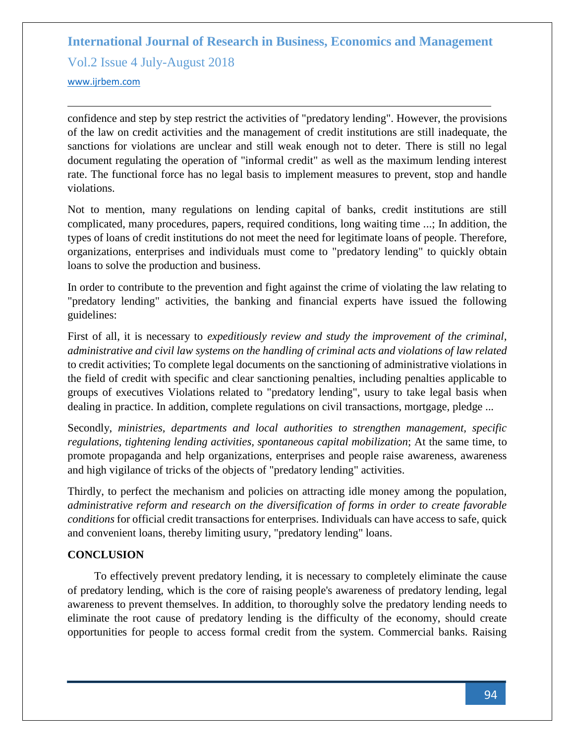confidence and step by step restrict the activities of "predatory lending". However, the provisions of the law on credit activities and the management of credit institutions are still inadequate, the sanctions for violations are unclear and still weak enough not to deter. There is still no legal document regulating the operation of "informal credit" as well as the maximum lending interest rate. The functional force has no legal basis to implement measures to prevent, stop and handle violations.

Not to mention, many regulations on lending capital of banks, credit institutions are still complicated, many procedures, papers, required conditions, long waiting time ...; In addition, the types of loans of credit institutions do not meet the need for legitimate loans of people. Therefore, organizations, enterprises and individuals must come to "predatory lending" to quickly obtain loans to solve the production and business.

In order to contribute to the prevention and fight against the crime of violating the law relating to "predatory lending" activities, the banking and financial experts have issued the following guidelines:

First of all, it is necessary to *expeditiously review and study the improvement of the criminal, administrative and civil law systems on the handling of criminal acts and violations of law related* to credit activities; To complete legal documents on the sanctioning of administrative violations in the field of credit with specific and clear sanctioning penalties, including penalties applicable to groups of executives Violations related to "predatory lending", usury to take legal basis when dealing in practice. In addition, complete regulations on civil transactions, mortgage, pledge ...

Secondly, *ministries, departments and local authorities to strengthen management, specific regulations, tightening lending activities, spontaneous capital mobilization*; At the same time, to promote propaganda and help organizations, enterprises and people raise awareness, awareness and high vigilance of tricks of the objects of "predatory lending" activities.

Thirdly, to perfect the mechanism and policies on attracting idle money among the population, *administrative reform and research on the diversification of forms in order to create favorable conditions* for official credit transactions for enterprises. Individuals can have access to safe, quick and convenient loans, thereby limiting usury, "predatory lending" loans.

## CONCLUSION

To effectively prevent predatory lending, it is necessary to completely eliminate the cause of predatory lending, which is the core of raising people's awareness of predatory lending, legal awareness to prevent themselves. In addition, to thoroughly solve the predatory lending needs to eliminate the root cause of predatory lending is the difficulty of the economy, should create opportunities for people to access formal credit from the system. Commercial banks. Raising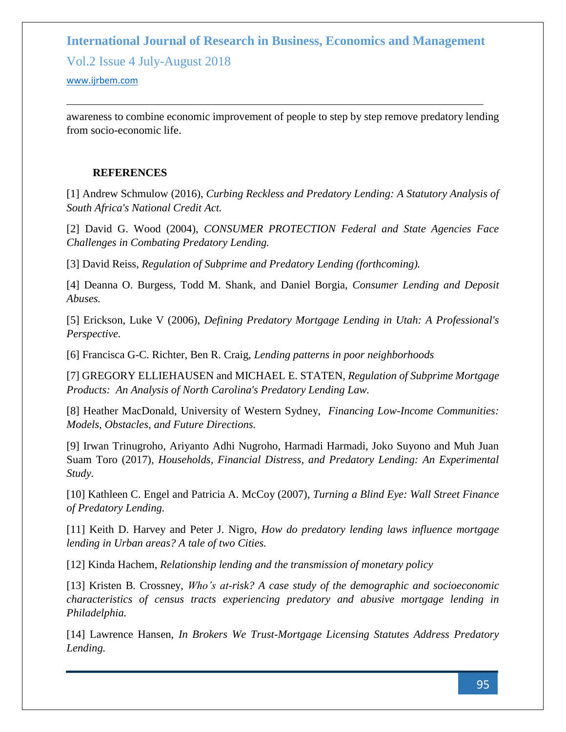awareness to combine economic improvement of people to step by step remove predatory lending from socio-economic life.

## REFERENCES

[1] Andrew Schmulow (2016), *Curbing Reckless and Predatory Lending: A Statutory Analysis of South Africa's National Credit Act.*

[2] David G. Wood (2004), *CONSUMER PROTECTION Federal and State Agencies Face Challenges in Combating Predatory Lending.*

[3] David Reiss, *Regulation of Subprime and Predatory Lending (forthcoming).*

[4] Deanna O. Burgess, Todd M. Shank, and Daniel Borgia, *Consumer Lending and Deposit Abuses.*

[5] Erickson, Luke V (2006), *Defining Predatory Mortgage Lending in Utah: A Professional's Perspective.*

[6] Francisca G-C. Richter, Ben R. Craig, *Lending patterns in poor neighborhoods*

[7] GREGORY ELLIEHAUSEN and MICHAEL E. STATEN, *Regulation of Subprime Mortgage Products: An Analysis of North Carolina's Predatory Lending Law.*

[8] Heather MacDonald, University of Western Sydney, *Financing Low-Income Communities: Models, Obstacles, and Future Directions.*

[9] Irwan Trinugroho, Ariyanto Adhi Nugroho, Harmadi Harmadi, Joko Suyono and Muh Juan Suam Toro (2017), *Households, Financial Distress, and Predatory Lending: An Experimental Study.*

[10] Kathleen C. Engel and Patricia A. McCoy (2007), *Turning a Blind Eye: Wall Street Finance of Predatory Lending.*

[11] Keith D. Harvey and Peter J. Nigro, *How do predatory lending laws influence mortgage lending in Urban areas? A tale of two Cities.*

[12] Kinda Hachem, *Relationship lending and the transmission of monetary policy*

[13] Kristen B. Crossney, *Who's at-risk? A case study of the demographic and socioeconomic characteristics of census tracts experiencing predatory and abusive mortgage lending in Philadelphia.*

[14] Lawrence Hansen, *In Brokers We Trust-Mortgage Licensing Statutes Address Predatory Lending.*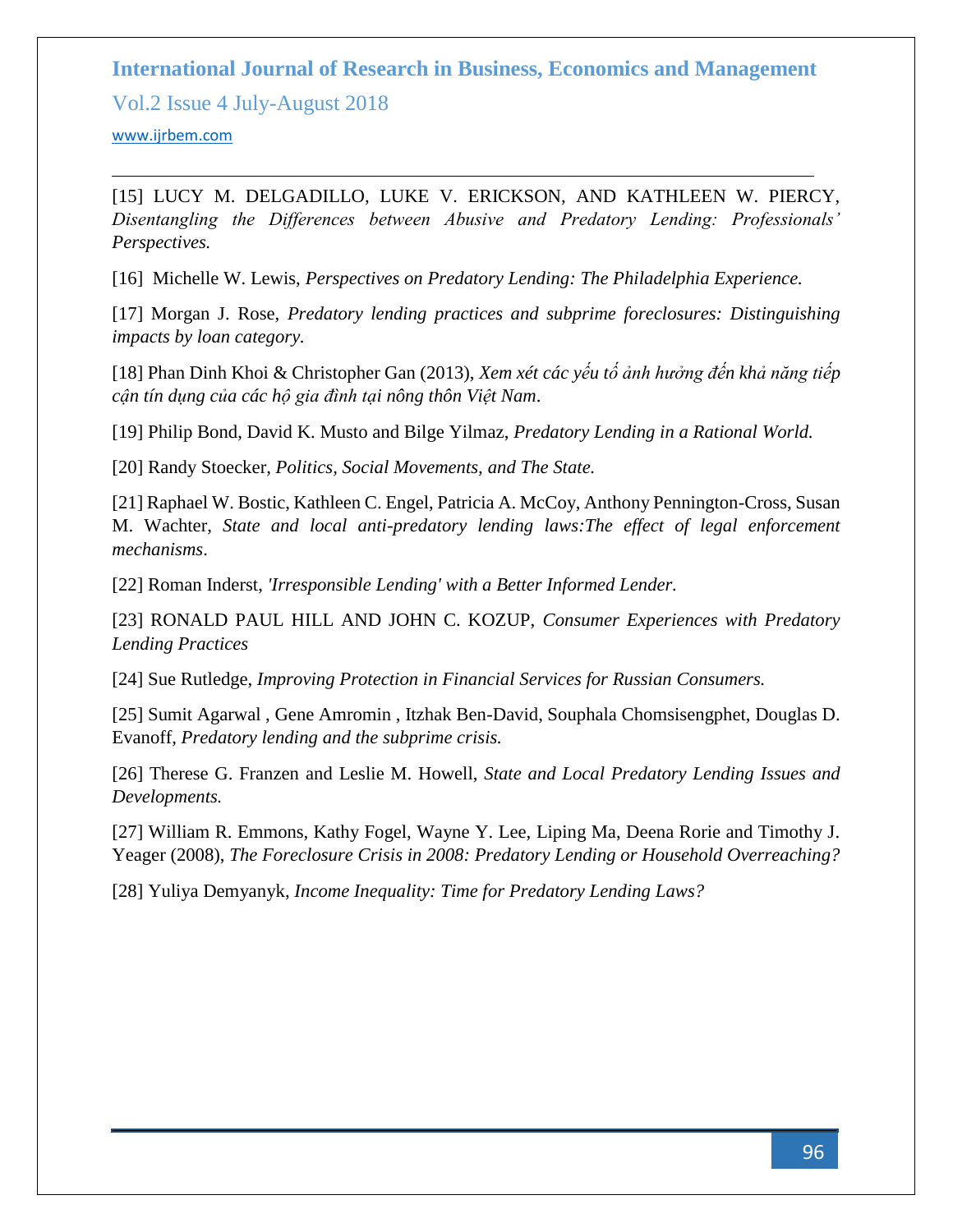[15] LUCY M. DELGADILLO, LUKE V. ERICKSON, AND KATHLEEN W. PIERCY, *Disentangling the Differences between Abusive and Predatory Lending: Professionals' Perspectives.*

[16] Michelle W. Lewis, *Perspectives on Predatory Lending: The Philadelphia Experience.*

[17] Morgan J. Rose, *Predatory lending practices and subprime foreclosures: Distinguishing impacts by loan category.*

[18] Phan Dinh Khoi & Christopher Gan (2013), *Xem xét các yếu tố ảnh hưởng đến khả năng tiếp cận tín dụng của các hộ gia đình tại nông thôn Việt Nam*.

[19] Philip Bond, David K. Musto and Bilge Yilmaz, *Predatory Lending in a Rational World.*

[20] Randy Stoecker, *Politics, Social Movements, and The State.*

[21] Raphael W. Bostic, Kathleen C. Engel, Patricia A. McCoy, Anthony Pennington-Cross, Susan M. Wachter, *State and local anti-predatory lending laws:The effect of legal enforcement mechanisms*.

[22] Roman Inderst, *'Irresponsible Lending' with a Better Informed Lender*.

[23] RONALD PAUL HILL AND JOHN C. KOZUP, *Consumer Experiences with Predatory Lending Practices*

[24] Sue Rutledge, *Improving Protection in Financial Services for Russian Consumers.*

[25] Sumit Agarwal , Gene Amromin , Itzhak Ben-David, Souphala Chomsisengphet, Douglas D. Evanoff, *Predatory lending and the subprime crisis.*

[26] Therese G. Franzen and Leslie M. Howell, *State and Local Predatory Lending Issues and Developments.*

[27] William R. Emmons, Kathy Fogel, Wayne Y. Lee, Liping Ma, Deena Rorie and Timothy J. Yeager (2008), *The Foreclosure Crisis in 2008: Predatory Lending or Household Overreaching?*

[28] Yuliya Demyanyk, *Income Inequality: Time for Predatory Lending Laws?*